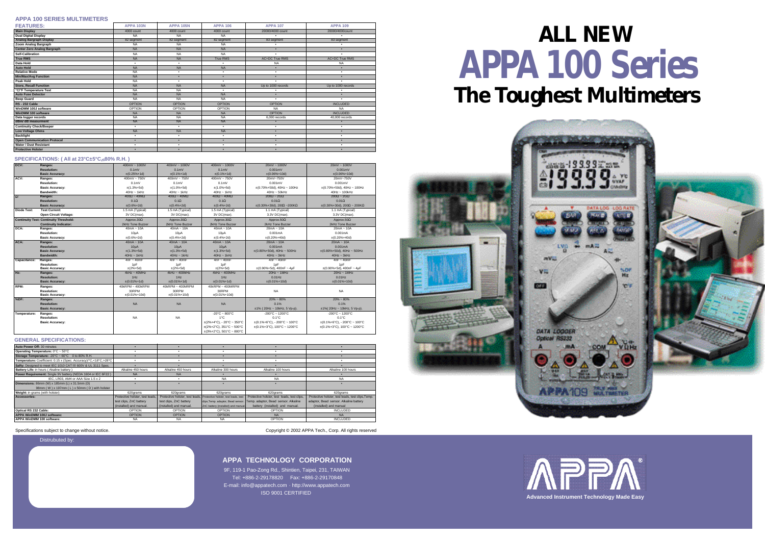## APPA 100 SERIES MULTIMETERS

| FEATURES: | APPA 103N | APPA 105N | APPA 106 | APPA 107 | APPA 109 |
|---|---|---|---|---|---|
| Main Display | 4000 count | 4000 count | 4000 count | 20000/4000 count | 20000/4000count |
| Dual Digital Display | NA | NA | NA | • | • |
| Analog Bargraph Display | 82 segment | 82 segment | 82 segment | 83 segment | 83 segment |
| Zoom Analog Bargraph | NA | NA | NA | • | • |
| Center Zero Analog Bargraph | NA | NA | NA | • | • |
| Self-Calibration | NA | NA | NA | • | • |
| True RMS | NA | NA | True RMS | AC+DC True RMS | AC+DC True RMS |
| Data Hold | • | • | • | NA | NA |
| Auto Hold | NA | NA | NA | • | • |
| Relative Mode | NA | • | • | • | • |
| Min/Max/Avg Function | NA | • | • | • | • |
| Peak Hold | NA | • | • | • | • |
| Store, Recall Function | NA | NA | NA | Up to 1000 records | Up to 1000 records |
| °C/°F Temperature Test | NA | NA | • | • | • |
| Auto Fuse Detector | NA | NA | NA | • | • |
| Beep Guard | NA | NA | NA | • | • |
| RS - 232 Cable | OPTION | OPTION | OPTION | OPTION | INCLUDED |
| WinDMM 100J software | OPTION | OPTION | OPTION | NA | NA |
| WinDMM 100 software | NA | NA | NA | OPTION | INCLUDED |
| Data logger records | NA | NA | NA | 6,000 records | 40,000 records |
| dBm/ dB measurement | NA | NA | NA | • | • |
| Continuity Check/Beeper | • | • | • | • | • |
| Low Voltage Ohms | NA | NA | NA | • | • |
| Backlight | • | • | • | • | • |
| Open Communication Protocol | • | • | • | • | • |
| Water / Dust Resistant | • | • | • | • | • |
| Protective Holster | • | • | • | • | • |

### SPECIFICATIONS: ( All at 23°C±5°C,<80% R.H. )

| | | APPA 103N | APPA 105N | APPA 106 | APPA 107 | APPA 109 |
|---|---|---|---|---|---|---|
| DCV: | Ranges: | 400mV ~ 1000V | 400mV ~ 1000V | 400mV ~ 1000V | 20mV ~ 1000V | 20mV ~ 1000V |
| | Resolution: | 0.1mV | 0.1mV | 0.1mV | 0.001mV | 0.001mV |
| | Basic Accuracy: | ±(0.25%+1d) | ±(0.1%+1d) | ±(0.1%+1d) | ±(0.06%+10d) | ±(0.06%+10d) |
| ACV: | Ranges: | 400mV ~ 750V | 400mV ~ 750V | 400mV ~ 750V | 20mV ~ 750V | 20mV~750V |
| | Resolution: | 0.1mV | 0.1mV | 0.1mV | 0.001mV | 0.001mV |
| | Basic Accuracy: | ±(1.3%+5d) | ±(1.0%+5d) | ±(1.0%+5d) | ±(0.70%+50d), 40Hz ~ 100Hz | ±(0.70%+50d), 40Hz ~ 100Hz |
| | Bandwidth: | 40Hz ~ 1kHz | 40Hz ~ 1kHz | 40Hz ~ 1kHz | 40Hz ~ 50kHz | 40Hz ~ 100kHz |
| Ω: | Ranges: | 400Ω ~ 40MΩ | 400Ω ~ 40MΩ | 400Ω ~ 40MΩ | 200Ω ~ 2GΩ | 200Ω ~ 2GΩ |
| | Resolution: | 0.1Ω | 0.1Ω | 0.1Ω | 0.01Ω | 0.01Ω |
| | Basic Accuracy: | ±(0.6%+2d) | ±(0.4%+2d) | ±(0.4%+2d) | ±(0.30%+30d), 20Ω ~200KΩ | ±(0.30%+30d), 20Ω ~ 200KΩ |
| Diode Test: | Test Current: | 1.5 mA (Typical) | 1.5 mA (Typical) | 1.5 mA (Typical) | 1.1 mA (Typical) | 1.1 mA (Typical) |
| | Open Circuit Voltage: | 3V DC(max). | 3V DC(max). | 3V DC(max). | 3.3V DC(max). | 3.3V DC(max). |
| Continuity Test: | Continuity Threshold: | Approx.30Ω | Approx.30Ω | Approx.30Ω | Approx.50Ω | Approx.50Ω |
| | Continuity Indicator: | 2kHz Tone Buzzer | 2kHz Tone Buzzer | 2kHz Tone Buzzer | 2kHz Tone Buzzer | 2kHz Tone Buzzer |
| DCA: | Ranges: | 40mA ~ 10A | 40mA ~ 10A | 40mA ~ 10A | 20mA ~ 10A | 20mA ~ 10A |
| | Resolution: | 10µA | 10µA | 10µA | 0.001mA | 0.001mA |
| | Basic Accuracy: | ±(0.6%+2d) | ±(0.4%+2d) | ±(0.4%+2d) | ±(0.20%+40d) | ±(0.20%+40d) |
| ACA: | Ranges: | 40mA ~ 10A | 40mA ~ 10A | 40mA ~ 10A | 20mA ~ 10A | 20mA ~ 10A |
| | Resolution: | 10µA | 10µA | 10µA | 0.001mA | 0.001mA |
| | Basic Accuracy: | ±(1.3%+5d) | ±(1.3%+5d) | ±(1.3%+5d) | ±(0.80%+50d), 40Hz ~ 500Hz | ±(0.80%+50d), 40Hz ~ 500Hz |
| | Bandwidth: | 40Hz ~ 1kHz | 40Hz ~ 1kHz | 40Hz ~ 1kHz | 40Hz ~ 3kHz | 40Hz ~ 3kHz |
| Capacitance: | Ranges: | 4nF ~ 40mF | 4nF ~ 40mF | 4nF ~ 40mF | 4nF ~ 40mF | 4nF ~ 40mF |
| | Resolution: | 1pF | 1pF | 1pF | 1pF | 1pF |
| | Basic Accuracy: | ±(2%+5d) | ±(2%+5d) | ±(2%+5d) | ±(0.90%+5d), 400nF ~ 4µF | ±(0.90%+5d), 400nF ~ 4µF |
| Hz: | Ranges: | 4kHz ~ 40MHz | 4kHz ~ 400MHz | 4kHz ~ 400MHz | 20Hz ~ 1MHz | 20Hz ~ 1MHz |
| | Resolution: | 1Hz | 1Hz | 1Hz | 0.01Hz | 0.01Hz |
| | Basic Accuracy: | ±(0.01%+1d) | ±(0.01%+1d) | ±(0.01%+1d) | ±(0.01%+10d) | ±(0.01%+10d) |
| RPM: | Ranges: | 40kRPM ~ 400kRPM | 40kRPM ~ 400MRPM | 40kRPM ~ 400MRPM | NA | NA |
| | Resolution: | 30RPM | 30RPM | 30RPM | | |
| | Basic Accuracy: | ±(0.01%+10d) | ±(0.01%+10d) | ±(0.01%+10d) | | |
| %DF: | Ranges: | NA | NA | NA | 20% ~ 80% | 20% ~ 80% |
| | Resolution: | | | | 0.1% | 0.1% |
| | Basic Accuracy: | | | | ±1% ( 20Hz ~ 10kHz, 5 Vp-p). | ±1%( 20Hz ~ 10kHz, 5 Vp-p). |
| Temperature: | Ranges: | NA | NA | -20°C ~ 800°C | -200°C ~ 1200°C | -200°C ~ 1200°C |
| | Resolution: | | | 1°C | 0.1°C | 0.1°C |
| | Basic Accuracy: | | | ±(2%+4°C), -20°C ~ 350°C<br>±(2%+2°C), 351°C ~ 500°C<br>±(3%+2°C), 501°C ~ 800°C | ±(0.1%+6°C), -200°C ~ 100°C<br>±(0.1%+3°C), 100°C ~ 1200°C | ±(0.1%+6°C), -200°C ~ 100°C<br>±(0.1%+3°C), 100°C ~ 1200°C |

### GENERAL SPECIFICATIONS:

| | APPA 103N | APPA 105N | APPA 106 | APPA 107 | APPA 109 |
|---|---|---|---|---|---|
| Auto Power Off: 30 minutes | • | • | • | • | • |
| Operating Temperature: 0°C ~ 50°C | • | • | • | • | • |
| Storage Temperature: -20°C ~ 60°C 0 to 80% R.H. | • | • | • | • | • |
| Temperature: Coefficient: 0.15 x (Spec. Accuracy)/°C,<18°C,>28°C | • | • | • | • | • |
| Safty: Designed to meet IEC 1010 CAT III 600V & UL 3111 Spec. | • | • | • | • | • |
| Battery Life: in hours ( Alkaline battery ) | Alkaline 450 hours | Alkaline 450 hours | Alkaline 300 hours | Alkaline 100 hours | Alkaline 100 hours |
| Power Requirement: Single 9V battery (NEDA 1604 or IEC 6F22 ) | NA | NA | • | • | • |
| IEC, LR03, AM4 or AAA Size 1.5 x 2 | • | • | NA | NA | NA |
| Dimensions: 86mm (W) x 185mm (L) x 31.5mm (D)<br>98mm ( W ) x 197mm ( L ) x 50mm ( D ) with holster | • | • | • | • | • |
| Weight: in grams (with holster) | 620grams | 620grams | 620grams | 620grams | 620grams |
| Accessories: | Protective holster, test leads, test clips, ZnC battery (installed) and manual. | Protective holster, test leads, test clips, ZnC battery (installed) and manual. | Protective holster, test leads, test clips,Temp. adaptor, Bead sensor ZnC battery (installed) and manual | Protective holster, test leads, test clips, Temp. adaptor, Bead sensor. Alkaline battery (installed) and manual. | Protective holster, test leads, test clips,Temp. adaptor, Bead sensor. Alkaline battery (installed) and manual |
| Optical RS 232 Cable: | OPTION | OPTION | OPTION | OPTION | INCLUDED |
| APPA WinDMM 100J software: | OPTION | OPTION | OPTION | NA | NA |
| APPA WinDMM 100 software: | NA | NA | NA | OPTION | INCLUDED |

Specifications subject to change without notice.

Copyright © 2002 APPA Tech., Corp. All rights reserved

Distrubuted by:

# ALL NEW
# APPA 100 Series
## The Toughest Multimeters

### APPA TECHNOLOGY CORPORATION

9F, 119-1 Pao-Zong Rd., Shintien, Taipei, 231, TAIWAN
Tel: +886-2-29178820 Fax: +886-2-29170848
E-mail: info@appatech.com · http://www.appatech.com
ISO 9001 CERTIFIED

APPA®
Advanced Instrument Technology Made Easy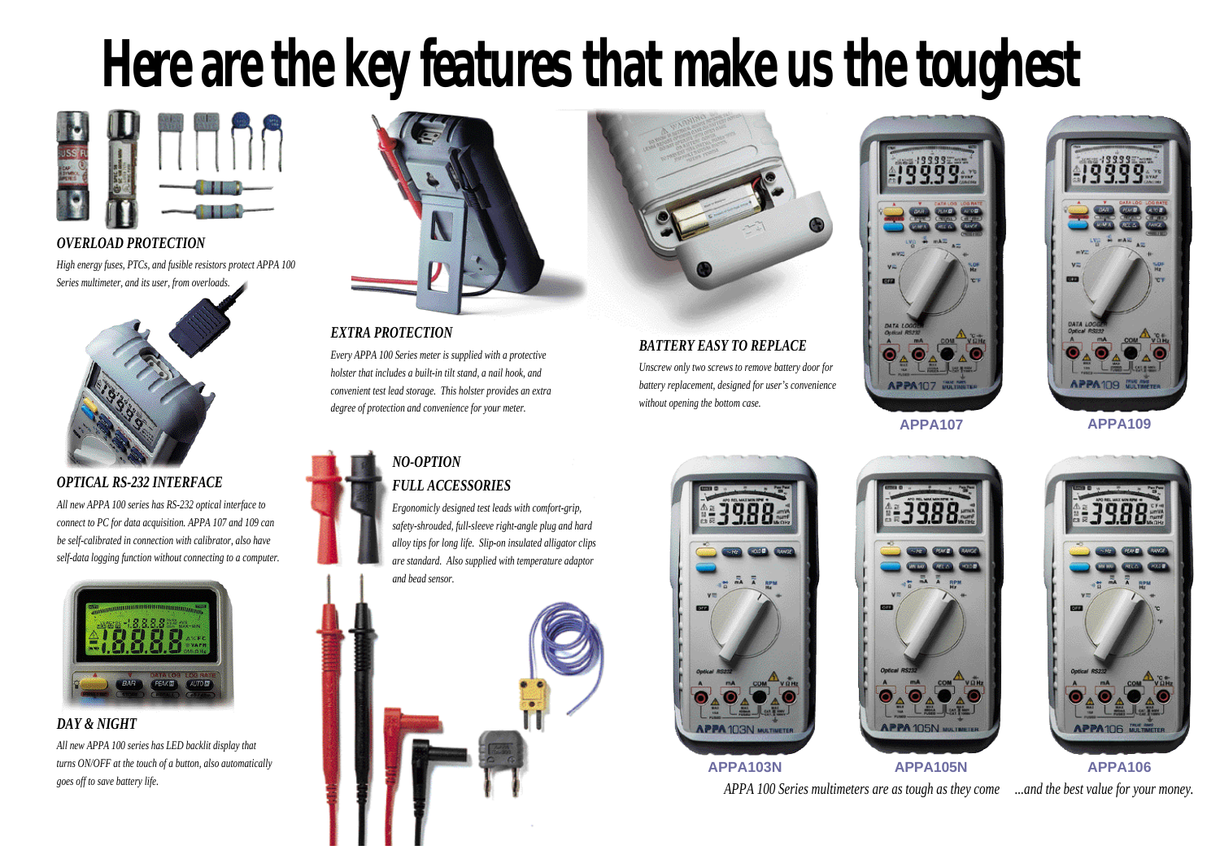# Here are the key features that make us the toughest

### OVERLOAD PROTECTION

*High energy fuses, PTCs, and fusible resistors protect APPA 100 Series multimeter, and its user, from overloads.*

### OPTICAL RS-232 INTERFACE

*All new APPA 100 series has RS-232 optical interface to connect to PC for data acquisition. APPA 107 and 109 can be self-calibrated in connection with calibrator, also have self-data logging function without connecting to a computer.*

### DAY & NIGHT

*All new APPA 100 series has LED backlit display that turns ON/OFF at the touch of a button, also automatically goes off to save battery life.*

### EXTRA PROTECTION

*Every APPA 100 Series meter is supplied with a protective holster that includes a built-in tilt stand, a nail hook, and convenient test lead storage. This holster provides an extra degree of protection and convenience for your meter.*

### NO-OPTION FULL ACCESSORIES

*Ergonomically designed test leads with comfort-grip, safety-shrouded, full-sleeve right-angle plug and hard alloy tips for long life. Slip-on insulated alligator clips are standard. Also supplied with temperature adaptor and bead sensor.*

### BATTERY EASY TO REPLACE

*Unscrew only two screws to remove battery door for battery replacement, designed for user's convenience without opening the bottom case.*

APPA107

APPA109

APPA103N

APPA105N

APPA106

*APPA 100 Series multimeters are as tough as they come ...and the best value for your money.*